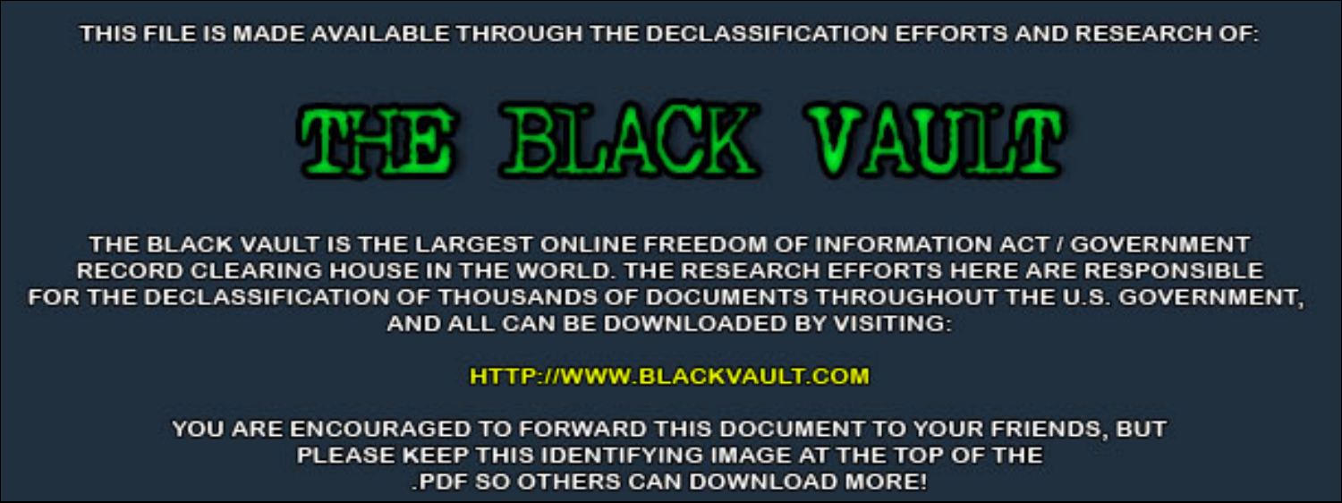THIS FILE IS MADE AVAILABLE THROUGH THE DECLASSIFICATION EFFORTS AND RESEARCH OF:

# THE BLACK VAULT

THE BLACK VAULT IS THE LARGEST ONLINE FREEDOM OF INFORMATION ACT / GOVERNMENT RECORD CLEARING HOUSE IN THE WORLD. THE RESEARCH EFFORTS HERE ARE RESPONSIBLE FOR THE DECLASSIFICATION OF THOUSANDS OF DOCUMENTS THROUGHOUT THE U.S. GOVERNMENT, AND ALL CAN BE DOWNLOADED BY VISITING:

HTTP://WWW.BLACKVAULT.COM

YOU ARE ENCOURAGED TO FORWARD THIS DOCUMENT TO YOUR FRIENDS, BUT PLEASE KEEP THIS IDENTIFYING IMAGE AT THE TOP OF THE .PDF SO OTHERS CAN DOWNLOAD MORE!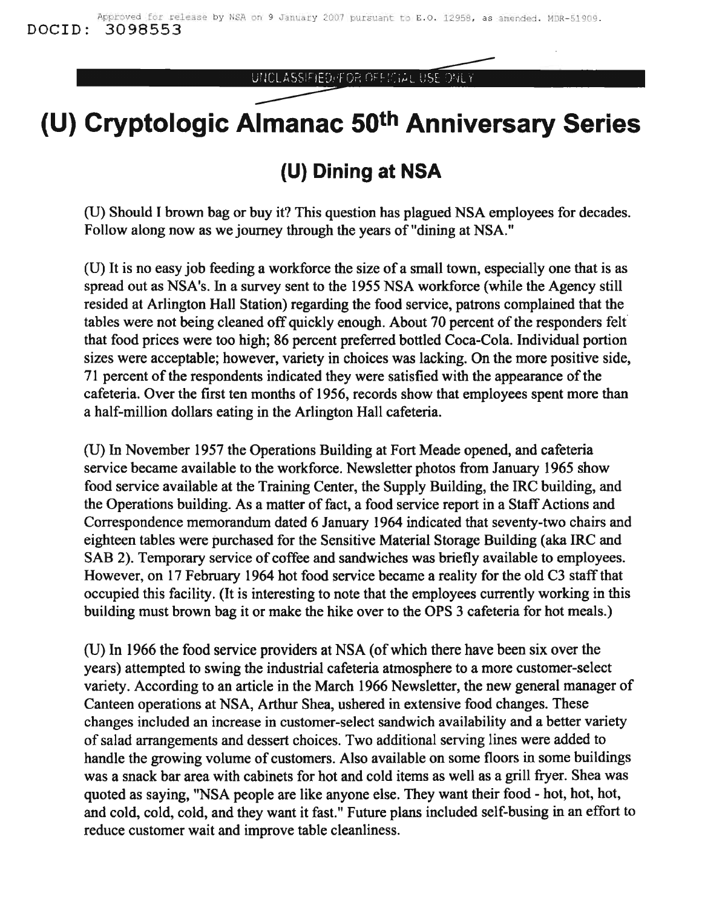# (U) Cryptologic Almanac 50th Anniversary Series

## (U) Dining at NSA

(U) Should I brown bag or buy it? This question has plagued NSA employees for decades. Follow along now as we journey through the years of "dining at NSA."

(U) It is no easy job feeding a workforce the size of a small town, especially one that is as spread out as NSA's. In a survey sent to the 1955 NSA workforce (while the Agency still resided at Arlington Hall Station) regarding the food service, patrons complained that the tables were not being cleaned off quickly enough. About 70 percent of the responders felt that food prices were too high; 86 percent preferred bottled Coca-Cola. Individual portion sizes were acceptable; however, variety in choices was lacking. On the more positive side, 71 percent of the respondents indicated they were satisfied with the appearance of the cafeteria. Over the first ten months of 1956, records show that employees spent more than a half-million dollars eating in the Arlington Hall cafeteria.

(U) In November 1957 the Operations Building at Fort Meade opened, and cafeteria service became available to the workforce. Newsletter photos from January 1965 show food service available at the Training Center, the Supply Building, the IRC building, and the Operations building. As a matter of fact, a food service report in a Staff Actions and Correspondence memorandum dated 6 January 1964 indicated that seventy-two chairs and eighteen tables were purchased for the Sensitive Material Storage Building (aka IRC and SAB 2). Temporary service of coffee and sandwiches was briefly available to employees. However, on 17 February 1964 hot food service became a reality for the old C3 staff that occupied this facility. (It is interesting to note that the employees currently working in this building must brown bag it or make the hike over to the OPS 3 cafeteria for hot meals.)

(U) In 1966 the food service providers at NSA (of which there have been six over the years) attempted to swing the industrial cafeteria atmosphere to a more customer-select variety. According to an article in the March 1966 Newsletter, the new general manager of Canteen operations at NSA, Arthur Shea, ushered in extensive food changes. These changes included an increase in customer-select sandwich availability and a better variety of salad arrangements and dessert choices. Two additional serving lines were added to handle the growing volume of customers. Also available on some floors in some buildings was a snack bar area with cabinets for hot and cold items as well as a grill fryer. Shea was quoted as saying, "NSA people are like anyone else. They want their food - hot, hot, hot, and cold, cold, cold, and they want it fast." Future plans included self-busing in an effort to reduce customer wait and improve table cleanliness.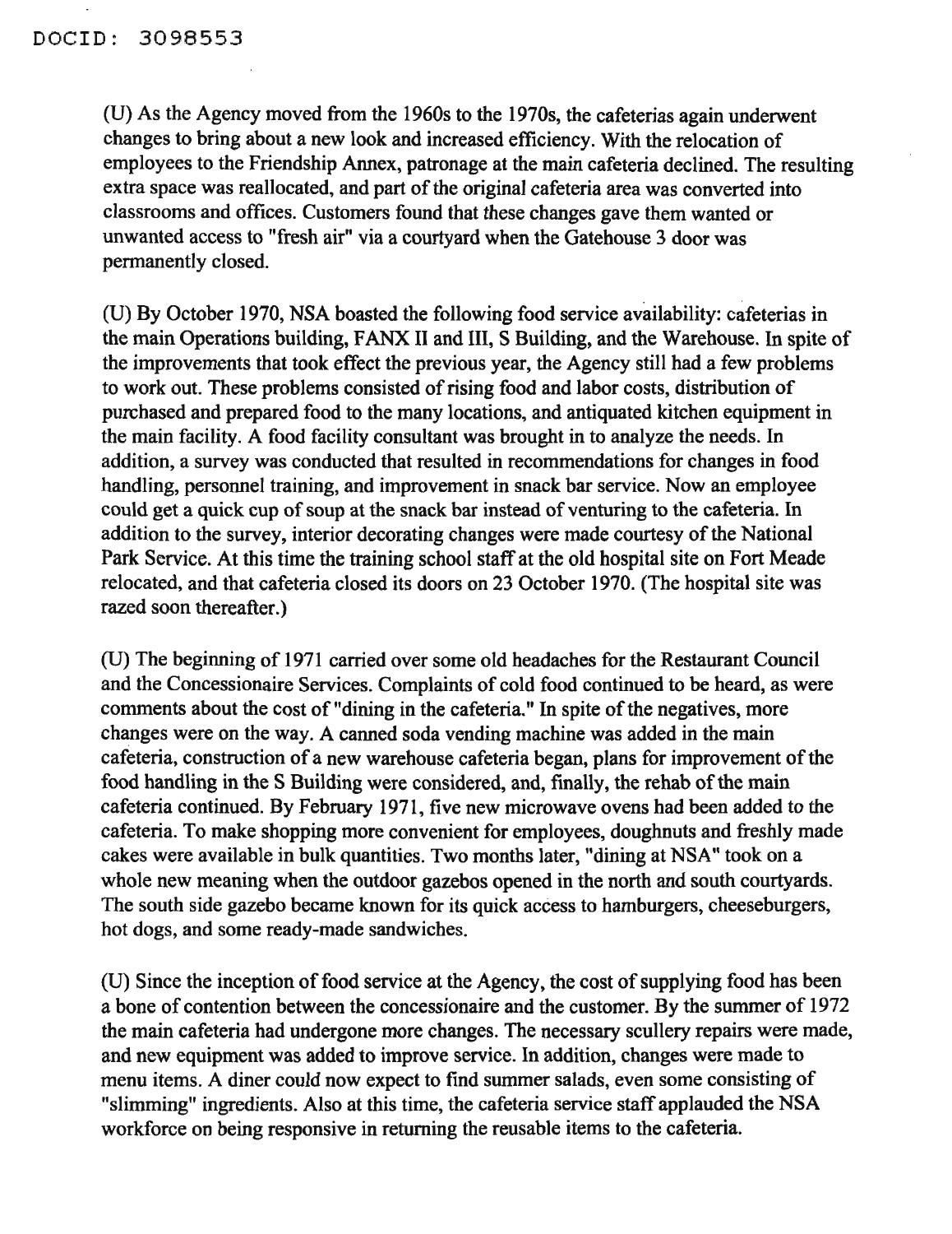(U) As the Agency moved from the 1960s to the 1970s, the cafeterias again underwent changes to bring about a new look and increased efficiency. With the relocation of employees to the Friendship Annex, patronage at the main cafeteria declined. The resulting extra space was reallocated, and part of the original cafeteria area was converted into classrooms and offices. Customers found that these changes gave them wanted or unwanted access to "fresh air" via a courtyard when the Gatehouse 3 door was permanently closed.

(U) By October 1970, NSA boasted the following food service availability: cafeterias in the main Operations building, FANX II and III, S Building, and the Warehouse. In spite of the improvements that took effect the previous year, the Agency still had a few problems to work out. These problems consisted of rising food and labor costs, distribution of purchased and prepared food to the many locations, and antiquated kitchen equipment in the main facility. A food facility consultant was brought in to analyze the needs. In addition, a survey was conducted that resulted in recommendations for changes in food handling, personnel training, and improvement in snack bar service. Now an employee could get a quick cup of soup at the snack bar instead of venturing to the cafeteria. In addition to the survey, interior decorating changes were made courtesy of the National Park Service. At this time the training school staff at the old hospital site on Fort Meade relocated, and that cafeteria closed its doors on 23 October 1970. (The hospital site was razed soon thereafter.)

(U) The beginning of 1971 carried over some old headaches for the Restaurant Council and the Concessionaire Services. Complaints of cold food continued to be heard, as were comments about the cost of "dining in the cafeteria." In spite of the negatives, more changes were on the way. A canned soda vending machine was added in the main cafeteria, construction of a new warehouse cafeteria began, plans for improvement of the food handling in the S Building were considered, and, finally, the rehab of the main cafeteria continued. By February 1971, five new microwave ovens had been added to the cafeteria. To make shopping more convenient for employees, doughnuts and freshly made cakes were available in bulk quantities. Two months later, "dining at NSA" took on a whole new meaning when the outdoor gazebos opened in the north and south courtyards. The south side gazebo became known for its quick access to hamburgers, cheeseburgers, hot dogs, and some ready-made sandwiches.

(U) Since the inception of food service at the Agency, the cost of supplying food has been a bone of contention between the concessionaire and the customer. By the summer of 1972 the main cafeteria had undergone more changes. The necessary scullery repairs were made, and new equipment was added to improve service. In addition, changes were made to menu items. A diner could now expect to find summer salads, even some consisting of "slimming" ingredients. Also at this time, the cafeteria service staff applauded the NSA workforce on being responsive in returning the reusable items to the cafeteria.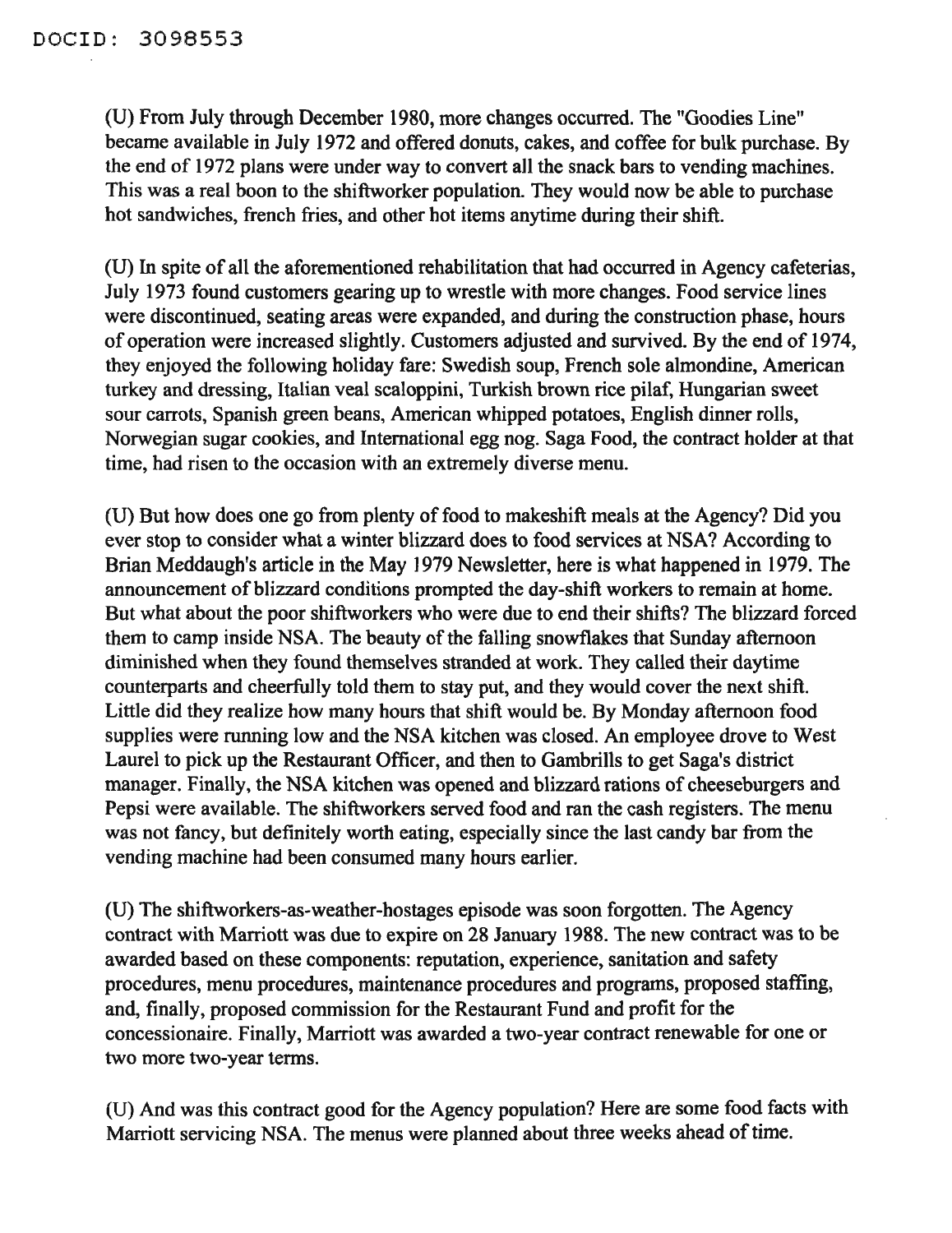(U) From July through December 1980, more changes occurred. The "Goodies Line" became available in July 1972 and offered donuts, cakes, and coffee for bulk purchase. By the end of 1972 plans were under way to convert all the snack bars to vending machines. This was a real boon to the shiftworker population. They would now be able to purchase hot sandwiches, french fries, and other hot items anytime during their shift.

(U) In spite of all the aforementioned rehabilitation that had occurred in Agency cafeterias, July 1973 found customers gearing up to wrestle with more changes. Food service lines were discontinued, seating areas were expanded, and during the construction phase, hours of operation were increased slightly. Customers adjusted and survived. By the end of 1974, they enjoyed the following holiday fare: Swedish soup, French sole almondine, American turkey and dressing, Italian veal scaloppini, Turkish brown rice pilaf, Hungarian sweet sour carrots, Spanish green beans, American whipped potatoes, English dinner rolls, Norwegian sugar cookies, and International egg nog. Saga Food, the contract holder at that time, had risen to the occasion with an extremely diverse menu.

(U) But how does one go from plenty of food to makeshift meals at the Agency? Did you ever stop to consider what a winter blizzard does to food services at NSA? According to Brian Meddaugh's article in the May 1979 Newsletter, here is what happened in 1979. The announcement of blizzard conditions prompted the day-shift workers to remain at home. But what about the poor shiftworkers who were due to end their shifts? The blizzard forced them to camp inside NSA. The beauty of the falling snowflakes that Sunday afternoon diminished when they found themselves stranded at work. They called their daytime counterparts and cheerfully told them to stay put, and they would cover the next shift. Little did they realize how many hours that shift would be. By Monday afternoon food supplies were running low and the NSA kitchen was closed. An employee drove to West Laurel to pick up the Restaurant Officer, and then to Gambrills to get Saga's district manager. Finally, the NSA kitchen was opened and blizzard rations of cheeseburgers and Pepsi were available. The shiftworkers served food and ran the cash registers. The menu was not fancy, but definitely worth eating, especially since the last candy bar from the vending machine had been consumed many hours earlier.

(U) The shiftworkers-as-weather-hostages episode was soon forgotten. The Agency contract with Marriott was due to expire on 28 January 1988. The new contract was to be awarded based on these components: reputation, experience, sanitation and safety procedures, menu procedures, maintenance procedures and programs, proposed staffing, and, finally, proposed commission for the Restaurant Fund and profit for the concessionaire. Finally, Marriott was awarded a two-year contract renewable for one or two more two-year terms.

(U) And was this contract good for the Agency population? Here are some food facts with Marriott servicing NSA. The menus were planned about three weeks ahead of time.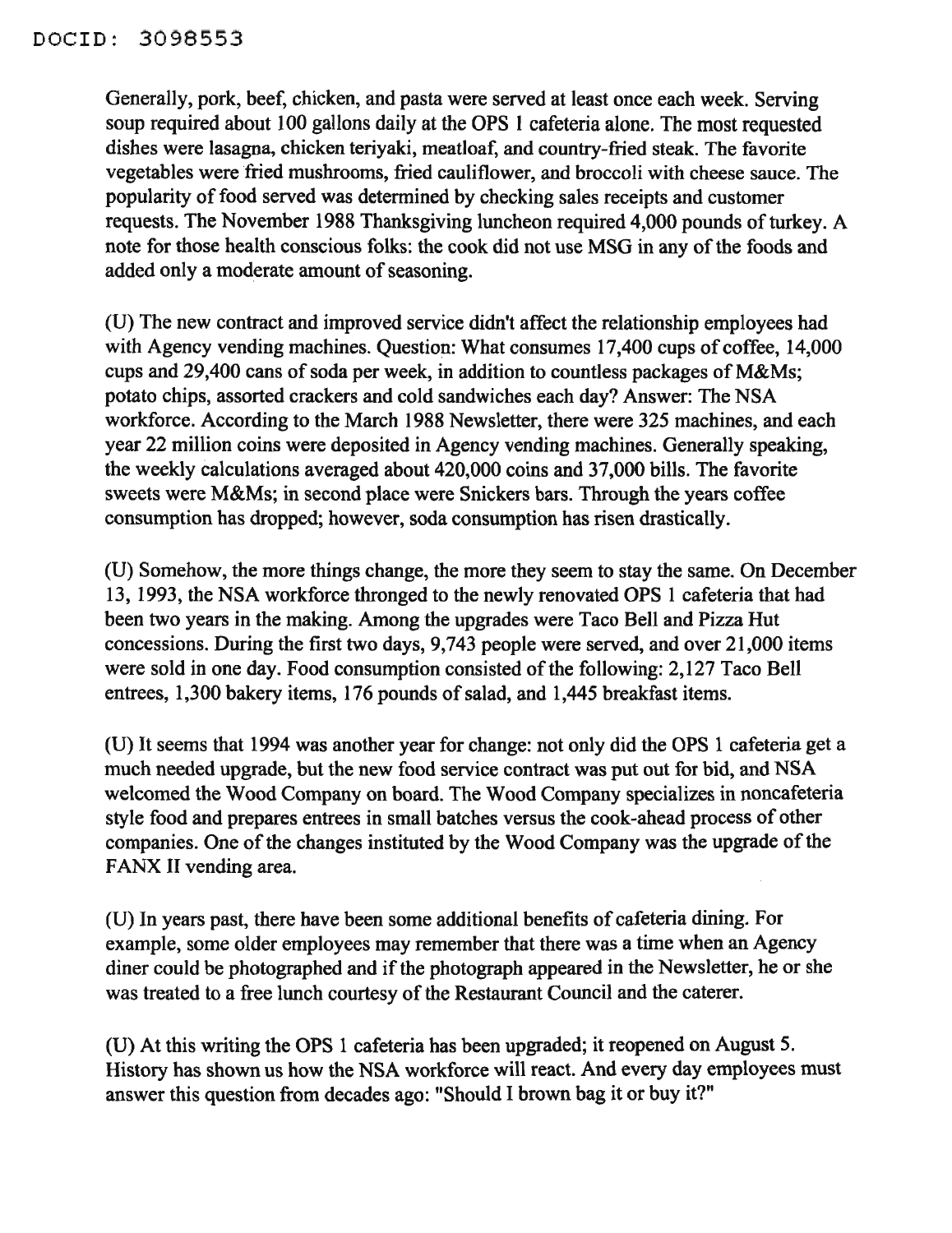Generally, pork, beef, chicken, and pasta were served at least once each week. Serving soup required about 100 gallons daily at the OPS 1 cafeteria alone. The most requested dishes were lasagna, chicken teriyaki, meatloaf, and country-fried steak. The favorite vegetables were fried mushrooms, fried cauliflower, and broccoli with cheese sauce. The popularity of food served was determined by checking sales receipts and customer requests. The November 1988 Thanksgiving luncheon required 4,000 pounds of turkey. A note for those health conscious folks: the cook did not use MSG in any of the foods and added only a moderate amount of seasoning.

(U) The new contract and improved service didn't affect the relationship employees had with Agency vending machines. Question: What consumes 17,400 cups of coffee, 14,000 cups and 29,400 cans of soda per week, in addition to countless packages of M&Ms; potato chips, assorted crackers and cold sandwiches each day? Answer: The NSA workforce. According to the March 1988 Newsletter, there were 325 machines, and each year 22 million coins were deposited in Agency vending machines. Generally speaking, the weekly calculations averaged about 420,000 coins and 37,000 bills. The favorite sweets were M&Ms; in second place were Snickers bars. Through the years coffee consumption has dropped; however, soda consumption has risen drastically.

(U) Somehow, the more things change, the more they seem to stay the same. On December 13, 1993, the NSA workforce thronged to the newly renovated OPS 1 cafeteria that had been two years in the making. Among the upgrades were Taco Bell and Pizza Hut concessions. During the first two days, 9,743 people were served, and over 21,000 items were sold in one day. Food consumption consisted of the following: 2,127 Taco Bell entrees, 1,300 bakery items, 176 pounds of salad, and 1,445 breakfast items.

(U) It seems that 1994 was another year for change: not only did the OPS 1 cafeteria get a much needed upgrade, but the new food service contract was put out for bid, and NSA welcomed the Wood Company on board. The Wood Company specializes in noncafeteria style food and prepares entrees in small batches versus the cook-ahead process of other companies. One of the changes instituted by the Wood Company was the upgrade of the FANX II vending area.

(U) In years past, there have been some additional benefits of cafeteria dining. For example, some older employees may remember that there was a time when an Agency diner could be photographed and if the photograph appeared in the Newsletter, he or she was treated to a free lunch courtesy of the Restaurant Council and the caterer.

(U) At this writing the OPS 1 cafeteria has been upgraded; it reopened on August 5. History has shown us how the NSA workforce will react. And every day employees must answer this question from decades ago: "Should I brown bag it or buy it?"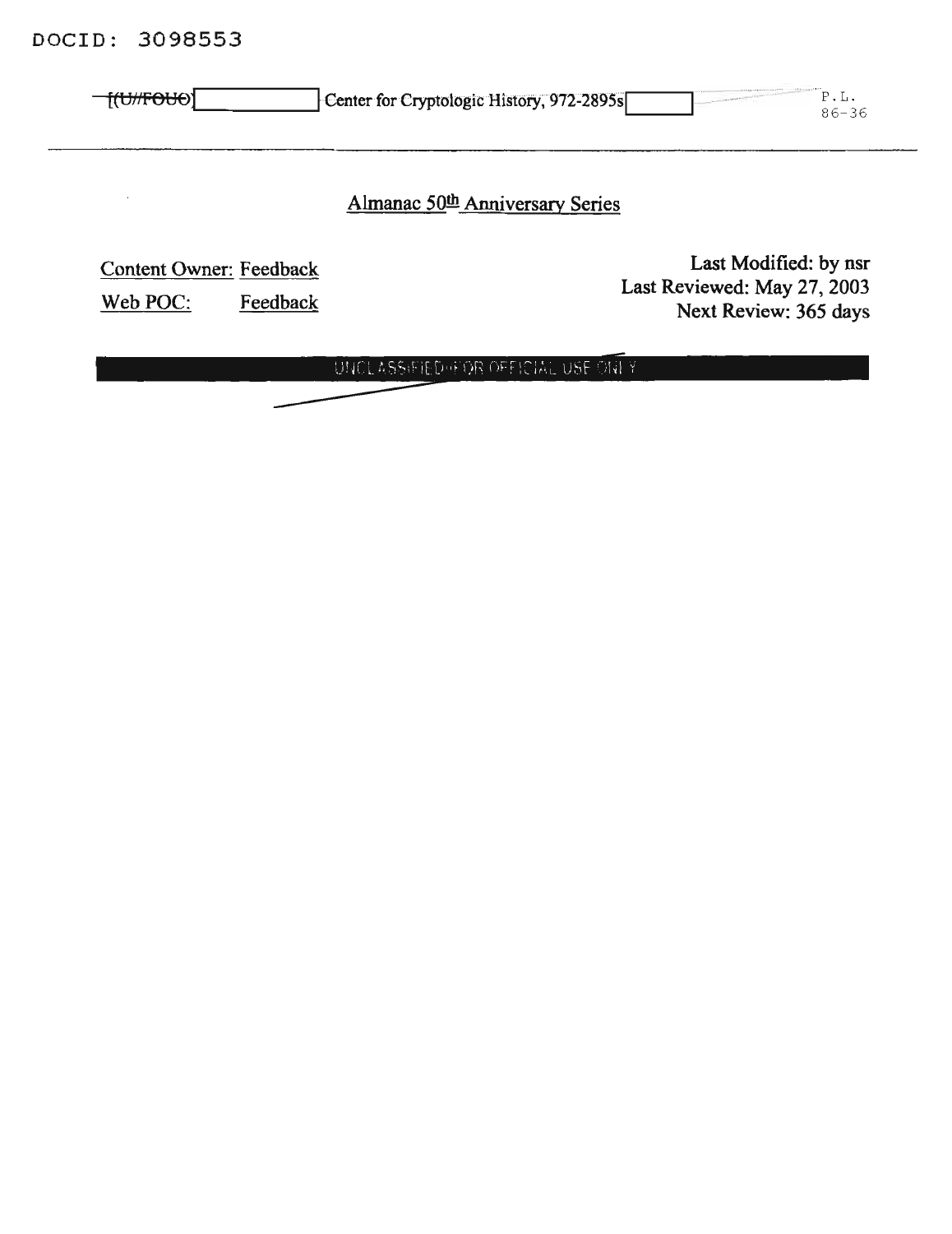DOCID: 3098553

~~(U//FOUO)~~ [ ] Center for Cryptologic History, 972-2895s [ ] P.L. 86-36

---

Almanac 50th Anniversary Series

Content Owner: Feedback

Web POC: Feedback

Last Modified: by nsr

Last Reviewed: May 27, 2003

Next Review: 365 days

UNCLASSIFIED//FOR OFFICIAL USE ONLY